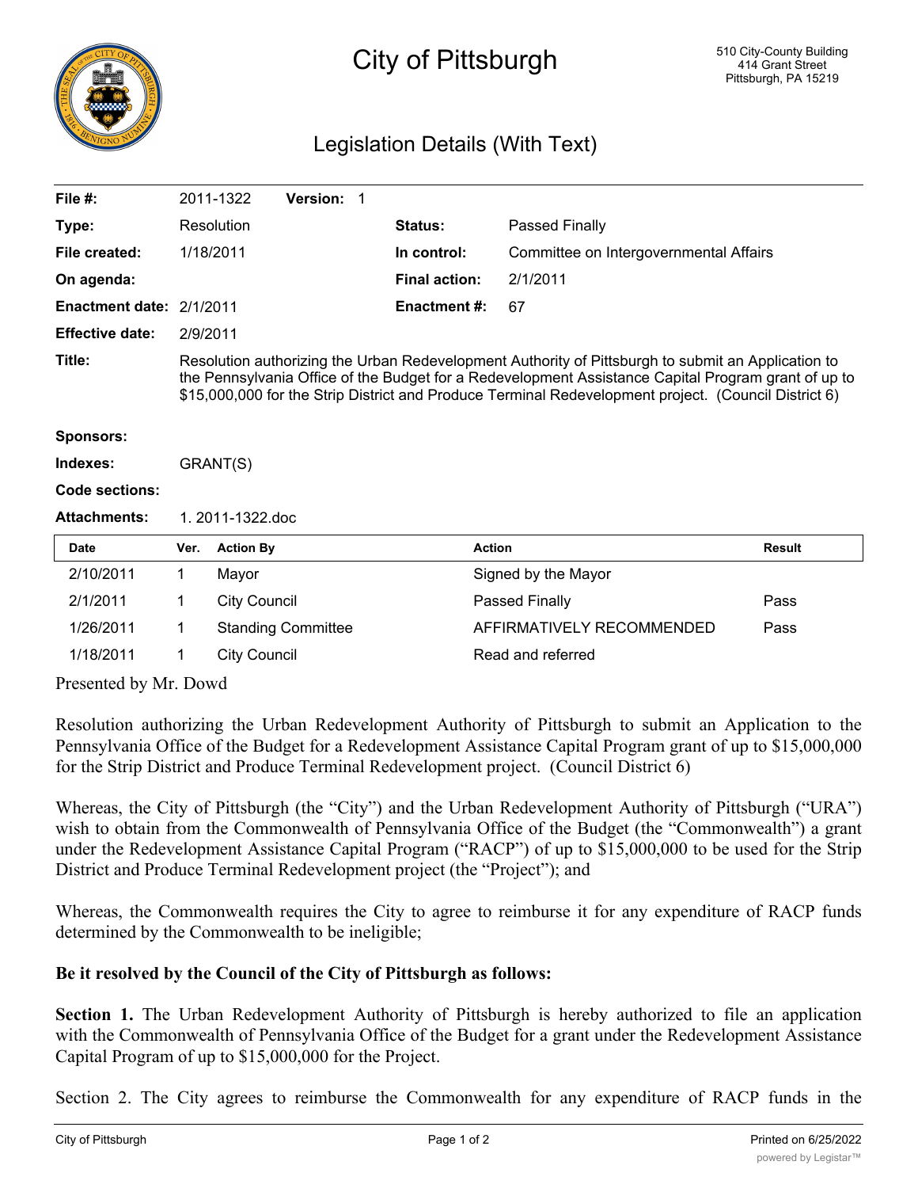# City of Pittsburgh

510 City-County Building
414 Grant Street
Pittsburgh, PA 15219

## Legislation Details (With Text)

| | | | |
|---|---|---|---|
| **File #:** | 2011-1322 **Version:** 1 | | |
| **Type:** | Resolution | **Status:** | Passed Finally |
| **File created:** | 1/18/2011 | **In control:** | Committee on Intergovernmental Affairs |
| **On agenda:** | | **Final action:** | 2/1/2011 |
| **Enactment date:** | 2/1/2011 | **Enactment #:** | 67 |
| **Effective date:** | 2/9/2011 | | |

**Title:** Resolution authorizing the Urban Redevelopment Authority of Pittsburgh to submit an Application to the Pennsylvania Office of the Budget for a Redevelopment Assistance Capital Program grant of up to $15,000,000 for the Strip District and Produce Terminal Redevelopment project. (Council District 6)

**Sponsors:**

**Indexes:** GRANT(S)

**Code sections:**

**Attachments:** 1. 2011-1322.doc

| Date | Ver. | Action By | Action | Result |
|---|---|---|---|---|
| 2/10/2011 | 1 | Mayor | Signed by the Mayor | |
| 2/1/2011 | 1 | City Council | Passed Finally | Pass |
| 1/26/2011 | 1 | Standing Committee | AFFIRMATIVELY RECOMMENDED | Pass |
| 1/18/2011 | 1 | City Council | Read and referred | |

Presented by Mr. Dowd

Resolution authorizing the Urban Redevelopment Authority of Pittsburgh to submit an Application to the Pennsylvania Office of the Budget for a Redevelopment Assistance Capital Program grant of up to $15,000,000 for the Strip District and Produce Terminal Redevelopment project. (Council District 6)

Whereas, the City of Pittsburgh (the "City") and the Urban Redevelopment Authority of Pittsburgh ("URA") wish to obtain from the Commonwealth of Pennsylvania Office of the Budget (the "Commonwealth") a grant under the Redevelopment Assistance Capital Program ("RACP") of up to $15,000,000 to be used for the Strip District and Produce Terminal Redevelopment project (the "Project"); and

Whereas, the Commonwealth requires the City to agree to reimburse it for any expenditure of RACP funds determined by the Commonwealth to be ineligible;

**Be it resolved by the Council of the City of Pittsburgh as follows:**

**Section 1.** The Urban Redevelopment Authority of Pittsburgh is hereby authorized to file an application with the Commonwealth of Pennsylvania Office of the Budget for a grant under the Redevelopment Assistance Capital Program of up to $15,000,000 for the Project.

Section 2. The City agrees to reimburse the Commonwealth for any expenditure of RACP funds in the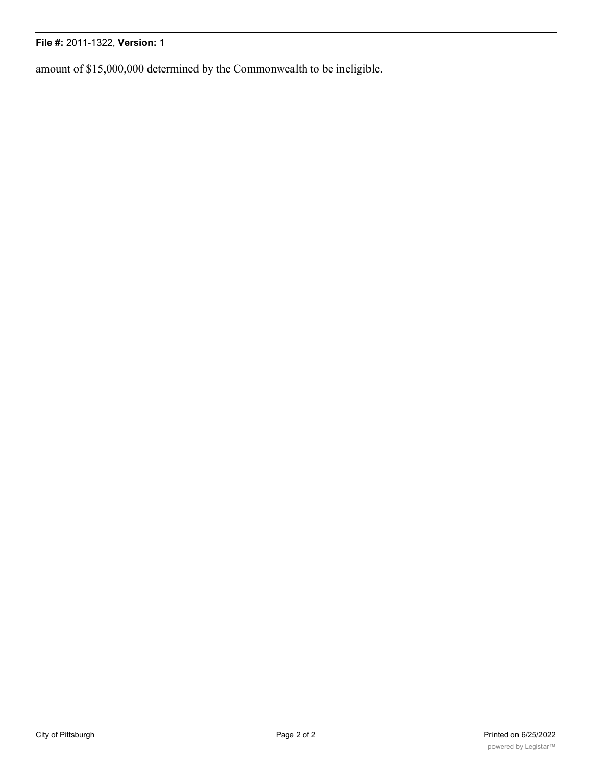amount of $15,000,000 determined by the Commonwealth to be ineligible.